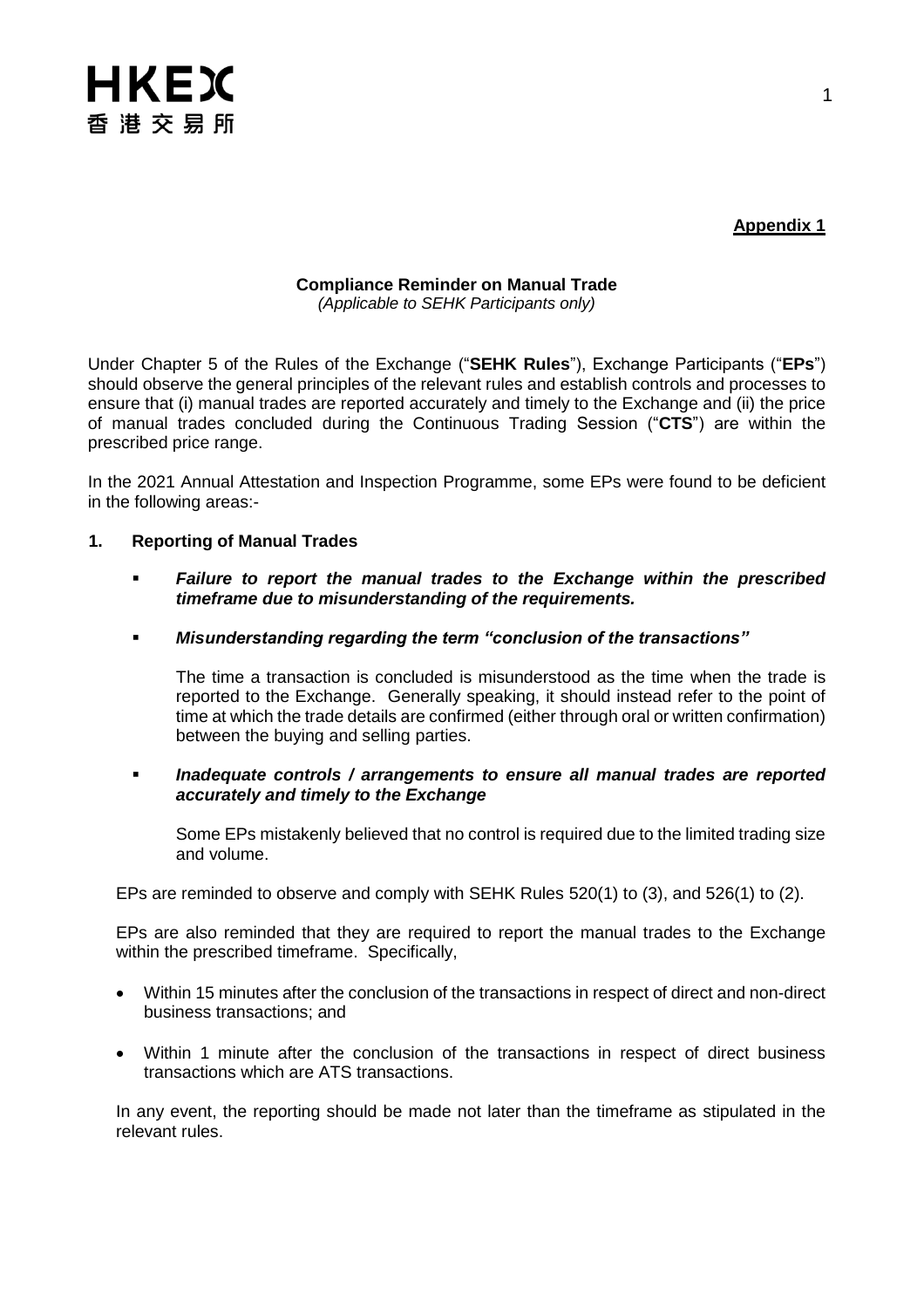**Appendix 1**

**Compliance Reminder on Manual Trade**
*(Applicable to SEHK Participants only)*

Under Chapter 5 of the Rules of the Exchange ("**SEHK Rules**"), Exchange Participants ("**EPs**") should observe the general principles of the relevant rules and establish controls and processes to ensure that (i) manual trades are reported accurately and timely to the Exchange and (ii) the price of manual trades concluded during the Continuous Trading Session ("**CTS**") are within the prescribed price range.

In the 2021 Annual Attestation and Inspection Programme, some EPs were found to be deficient in the following areas:-

## 1. Reporting of Manual Trades

- ***Failure to report the manual trades to the Exchange within the prescribed timeframe due to misunderstanding of the requirements.***

- ***Misunderstanding regarding the term "conclusion of the transactions"***

  The time a transaction is concluded is misunderstood as the time when the trade is reported to the Exchange. Generally speaking, it should instead refer to the point of time at which the trade details are confirmed (either through oral or written confirmation) between the buying and selling parties.

- ***Inadequate controls / arrangements to ensure all manual trades are reported accurately and timely to the Exchange***

  Some EPs mistakenly believed that no control is required due to the limited trading size and volume.

EPs are reminded to observe and comply with SEHK Rules 520(1) to (3), and 526(1) to (2).

EPs are also reminded that they are required to report the manual trades to the Exchange within the prescribed timeframe. Specifically,

- Within 15 minutes after the conclusion of the transactions in respect of direct and non-direct business transactions; and
- Within 1 minute after the conclusion of the transactions in respect of direct business transactions which are ATS transactions.

In any event, the reporting should be made not later than the timeframe as stipulated in the relevant rules.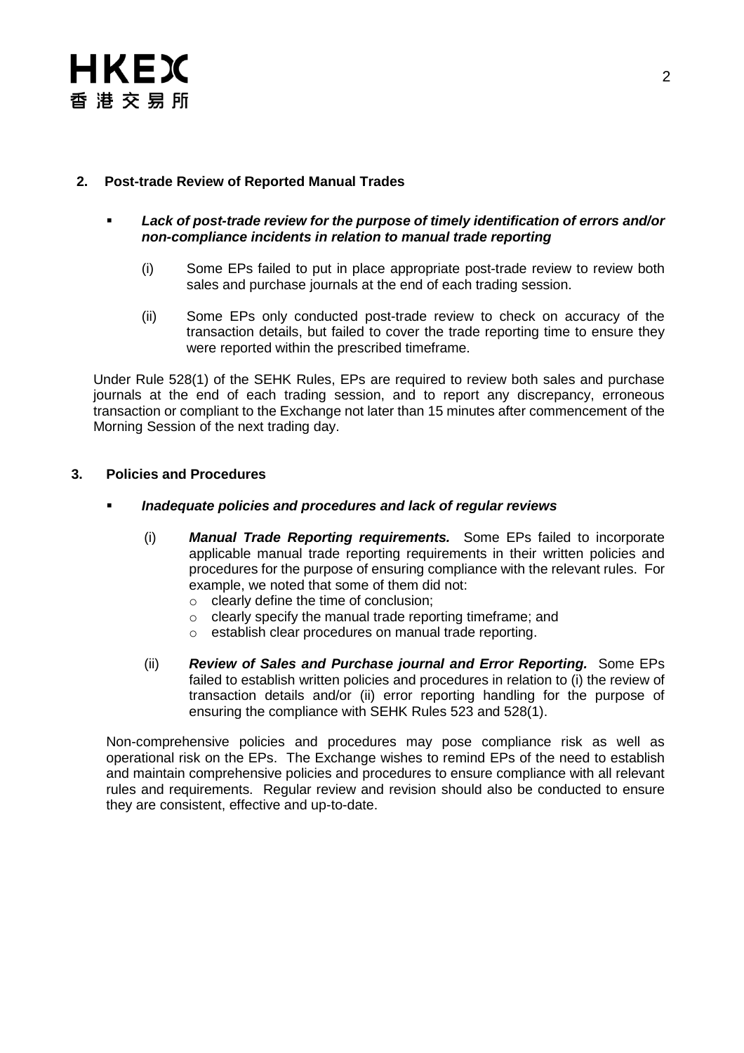## 2. Post-trade Review of Reported Manual Trades

- ***Lack of post-trade review for the purpose of timely identification of errors and/or non-compliance incidents in relation to manual trade reporting***

  (i) Some EPs failed to put in place appropriate post-trade review to review both sales and purchase journals at the end of each trading session.

  (ii) Some EPs only conducted post-trade review to check on accuracy of the transaction details, but failed to cover the trade reporting time to ensure they were reported within the prescribed timeframe.

Under Rule 528(1) of the SEHK Rules, EPs are required to review both sales and purchase journals at the end of each trading session, and to report any discrepancy, erroneous transaction or compliant to the Exchange not later than 15 minutes after commencement of the Morning Session of the next trading day.

## 3. Policies and Procedures

- ***Inadequate policies and procedures and lack of regular reviews***

  (i) ***Manual Trade Reporting requirements.*** Some EPs failed to incorporate applicable manual trade reporting requirements in their written policies and procedures for the purpose of ensuring compliance with the relevant rules. For example, we noted that some of them did not:
  - clearly define the time of conclusion;
  - clearly specify the manual trade reporting timeframe; and
  - establish clear procedures on manual trade reporting.

  (ii) ***Review of Sales and Purchase journal and Error Reporting.*** Some EPs failed to establish written policies and procedures in relation to (i) the review of transaction details and/or (ii) error reporting handling for the purpose of ensuring the compliance with SEHK Rules 523 and 528(1).

Non-comprehensive policies and procedures may pose compliance risk as well as operational risk on the EPs. The Exchange wishes to remind EPs of the need to establish and maintain comprehensive policies and procedures to ensure compliance with all relevant rules and requirements. Regular review and revision should also be conducted to ensure they are consistent, effective and up-to-date.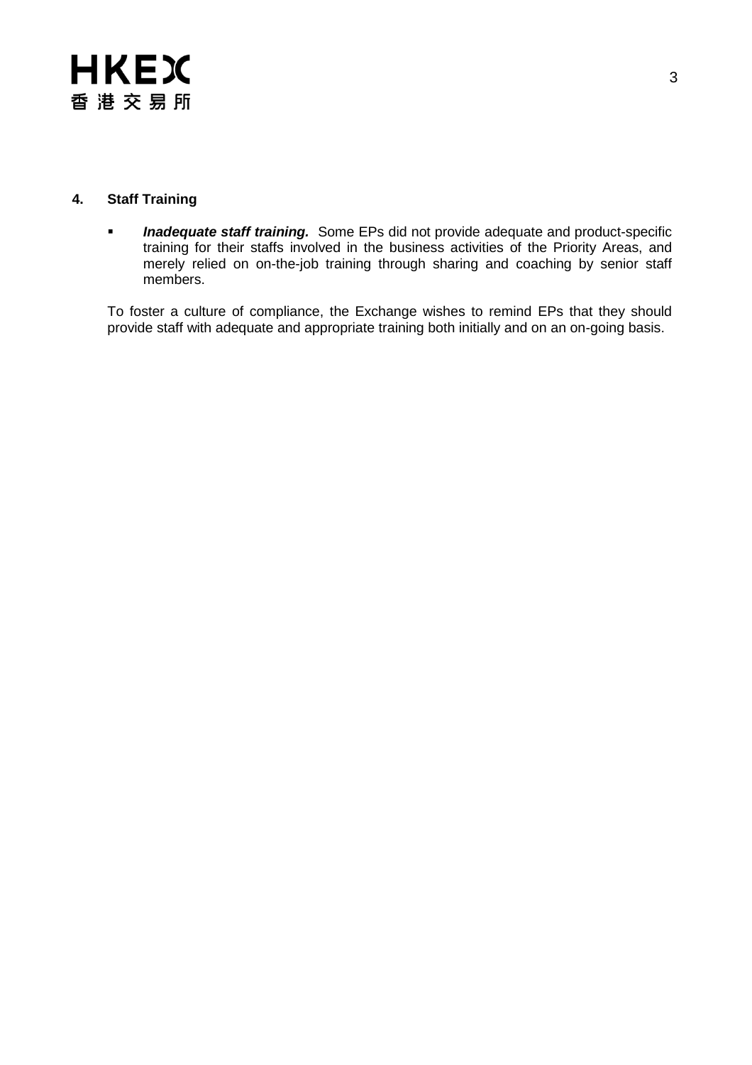## 4. Staff Training

- ***Inadequate staff training.*** Some EPs did not provide adequate and product-specific training for their staffs involved in the business activities of the Priority Areas, and merely relied on on-the-job training through sharing and coaching by senior staff members.

To foster a culture of compliance, the Exchange wishes to remind EPs that they should provide staff with adequate and appropriate training both initially and on an on-going basis.